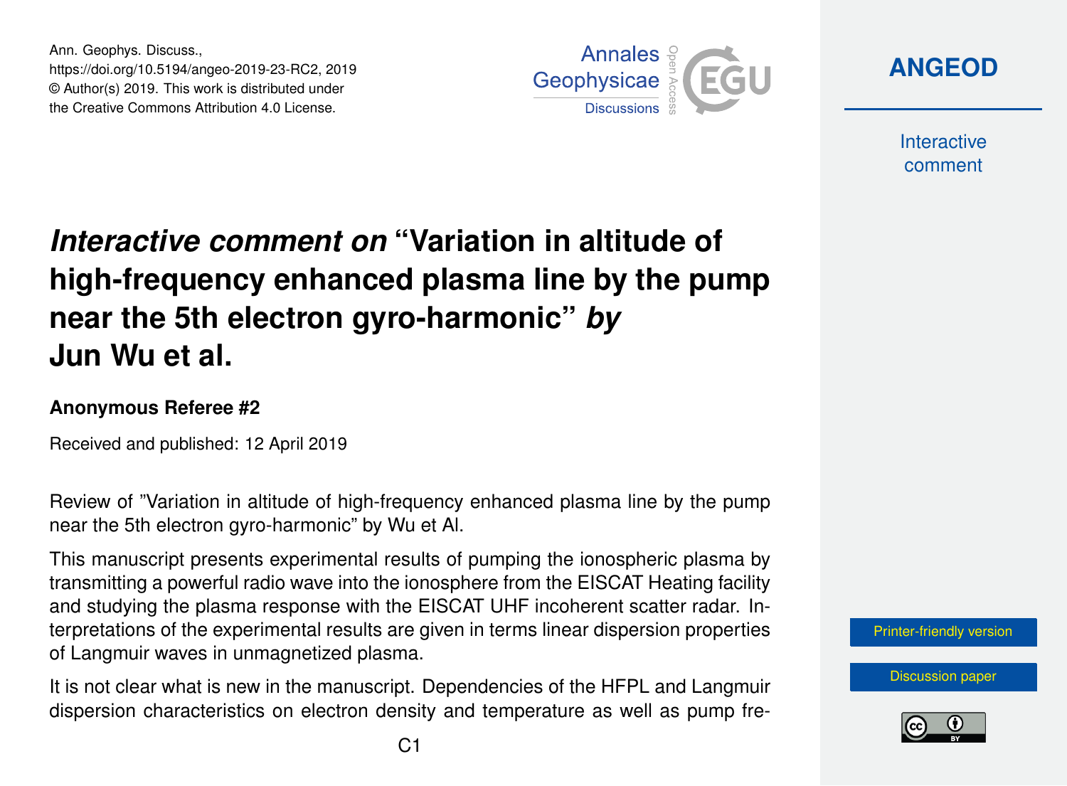# *Interactive comment on* "Variation in altitude of high-frequency enhanced plasma line by the pump near the 5th electron gyro-harmonic" *by* Jun Wu et al.

**Anonymous Referee #2**

Received and published: 12 April 2019

Review of "Variation in altitude of high-frequency enhanced plasma line by the pump near the 5th electron gyro-harmonic" by Wu et Al.

This manuscript presents experimental results of pumping the ionospheric plasma by transmitting a powerful radio wave into the ionosphere from the EISCAT Heating facility and studying the plasma response with the EISCAT UHF incoherent scatter radar. Interpretations of the experimental results are given in terms linear dispersion properties of Langmuir waves in unmagnetized plasma.

It is not clear what is new in the manuscript. Dependencies of the HFPL and Langmuir dispersion characteristics on electron density and temperature as well as pump fre-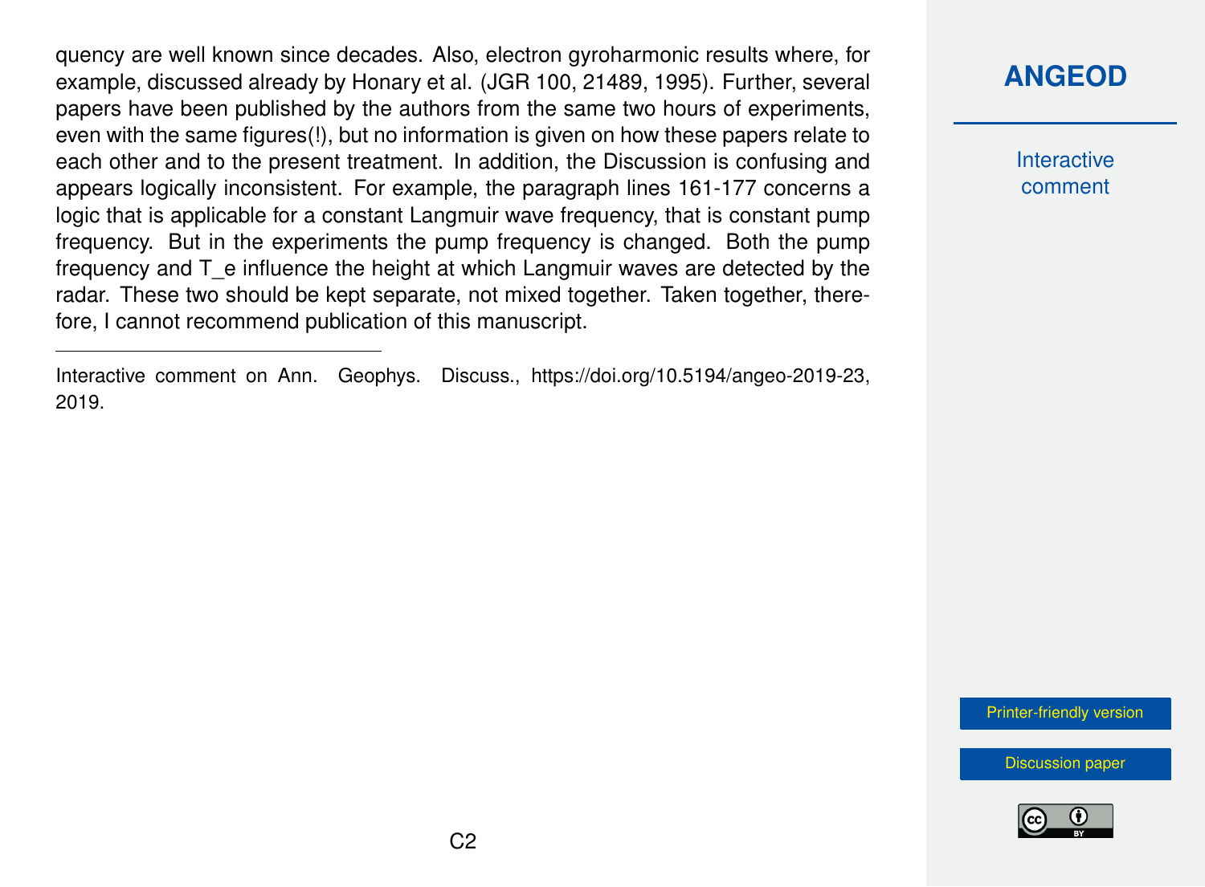quency are well known since decades. Also, electron gyroharmonic results where, for example, discussed already by Honary et al. (JGR 100, 21489, 1995). Further, several papers have been published by the authors from the same two hours of experiments, even with the same figures(!), but no information is given on how these papers relate to each other and to the present treatment. In addition, the Discussion is confusing and appears logically inconsistent. For example, the paragraph lines 161-177 concerns a logic that is applicable for a constant Langmuir wave frequency, that is constant pump frequency. But in the experiments the pump frequency is changed. Both the pump frequency and $T_e$ influence the height at which Langmuir waves are detected by the radar. These two should be kept separate, not mixed together. Taken together, therefore, I cannot recommend publication of this manuscript.

---

Interactive comment on Ann. Geophys. Discuss., https://doi.org/10.5194/angeo-2019-23, 2019.